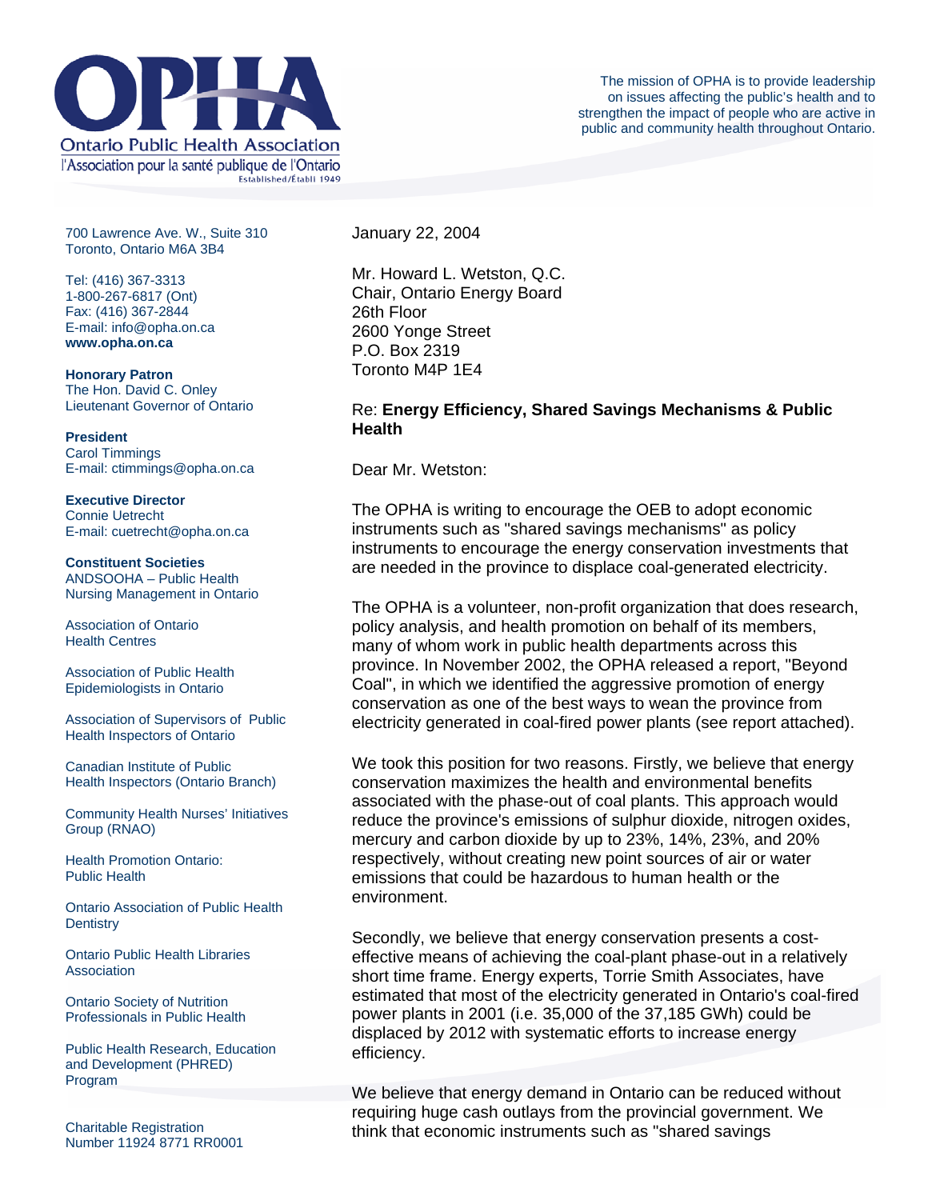# OPHA

Ontario Public Health Association

l'Association pour la santé publique de l'Ontario

Established/Établi 1949

The mission of OPHA is to provide leadership on issues affecting the public's health and to strengthen the impact of people who are active in public and community health throughout Ontario.

700 Lawrence Ave. W., Suite 310
Toronto, Ontario M6A 3B4

Tel: (416) 367-3313
1-800-267-6817 (Ont)
Fax: (416) 367-2844
E-mail: info@opha.on.ca
**www.opha.on.ca**

**Honorary Patron**
The Hon. David C. Onley
Lieutenant Governor of Ontario

**President**
Carol Timmings
E-mail: ctimmings@opha.on.ca

**Executive Director**
Connie Uetrecht
E-mail: cuetrecht@opha.on.ca

**Constituent Societies**

ANDSOOHA – Public Health Nursing Management in Ontario

Association of Ontario Health Centres

Association of Public Health Epidemiologists in Ontario

Association of Supervisors of Public Health Inspectors of Ontario

Canadian Institute of Public Health Inspectors (Ontario Branch)

Community Health Nurses' Initiatives Group (RNAO)

Health Promotion Ontario: Public Health

Ontario Association of Public Health Dentistry

Ontario Public Health Libraries Association

Ontario Society of Nutrition Professionals in Public Health

Public Health Research, Education and Development (PHRED) Program

Charitable Registration Number 11924 8771 RR0001

January 22, 2004

Mr. Howard L. Wetston, Q.C.
Chair, Ontario Energy Board
26th Floor
2600 Yonge Street
P.O. Box 2319
Toronto M4P 1E4

Re: **Energy Efficiency, Shared Savings Mechanisms & Public Health**

Dear Mr. Wetston:

The OPHA is writing to encourage the OEB to adopt economic instruments such as "shared savings mechanisms" as policy instruments to encourage the energy conservation investments that are needed in the province to displace coal-generated electricity.

The OPHA is a volunteer, non-profit organization that does research, policy analysis, and health promotion on behalf of its members, many of whom work in public health departments across this province. In November 2002, the OPHA released a report, "Beyond Coal", in which we identified the aggressive promotion of energy conservation as one of the best ways to wean the province from electricity generated in coal-fired power plants (see report attached).

We took this position for two reasons. Firstly, we believe that energy conservation maximizes the health and environmental benefits associated with the phase-out of coal plants. This approach would reduce the province's emissions of sulphur dioxide, nitrogen oxides, mercury and carbon dioxide by up to 23%, 14%, 23%, and 20% respectively, without creating new point sources of air or water emissions that could be hazardous to human health or the environment.

Secondly, we believe that energy conservation presents a cost-effective means of achieving the coal-plant phase-out in a relatively short time frame. Energy experts, Torrie Smith Associates, have estimated that most of the electricity generated in Ontario's coal-fired power plants in 2001 (i.e. 35,000 of the 37,185 GWh) could be displaced by 2012 with systematic efforts to increase energy efficiency.

We believe that energy demand in Ontario can be reduced without requiring huge cash outlays from the provincial government. We think that economic instruments such as "shared savings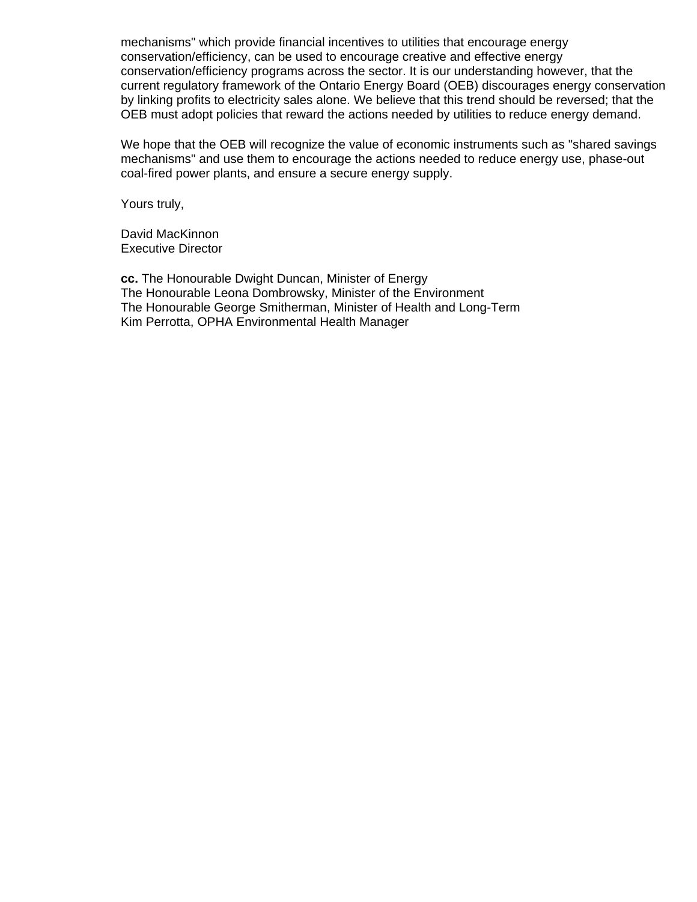mechanisms" which provide financial incentives to utilities that encourage energy conservation/efficiency, can be used to encourage creative and effective energy conservation/efficiency programs across the sector. It is our understanding however, that the current regulatory framework of the Ontario Energy Board (OEB) discourages energy conservation by linking profits to electricity sales alone. We believe that this trend should be reversed; that the OEB must adopt policies that reward the actions needed by utilities to reduce energy demand.

We hope that the OEB will recognize the value of economic instruments such as "shared savings mechanisms" and use them to encourage the actions needed to reduce energy use, phase-out coal-fired power plants, and ensure a secure energy supply.

Yours truly,

David MacKinnon
Executive Director

**cc.** The Honourable Dwight Duncan, Minister of Energy
The Honourable Leona Dombrowsky, Minister of the Environment
The Honourable George Smitherman, Minister of Health and Long-Term
Kim Perrotta, OPHA Environmental Health Manager